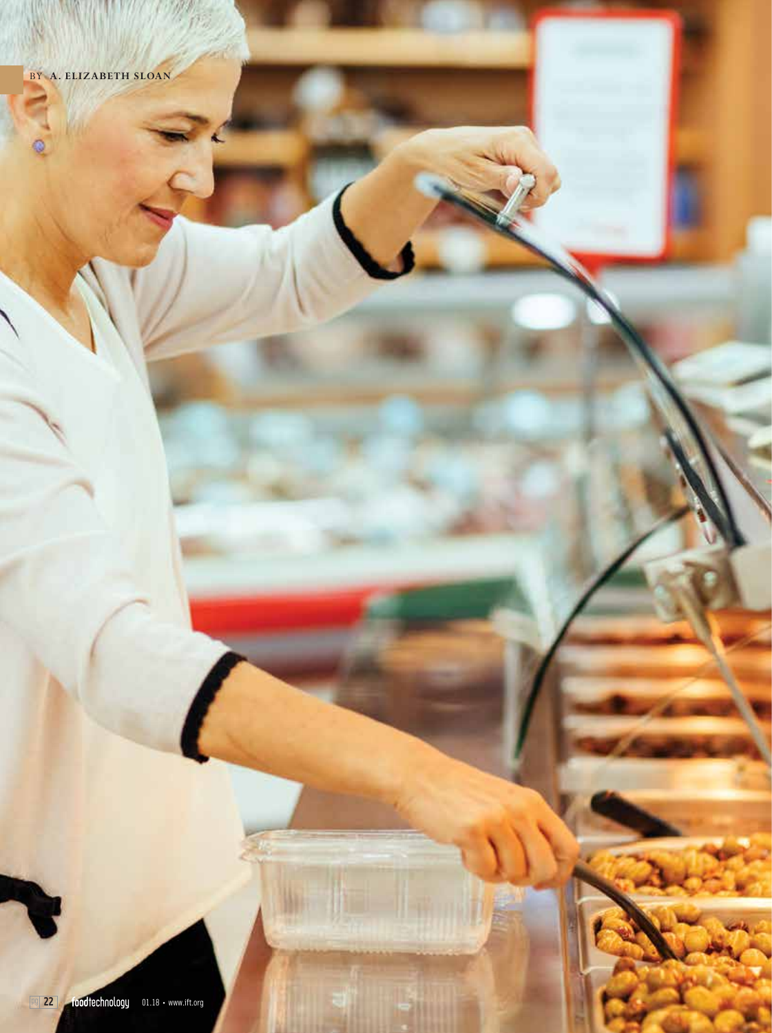BY A. ELIZABETH SLOAN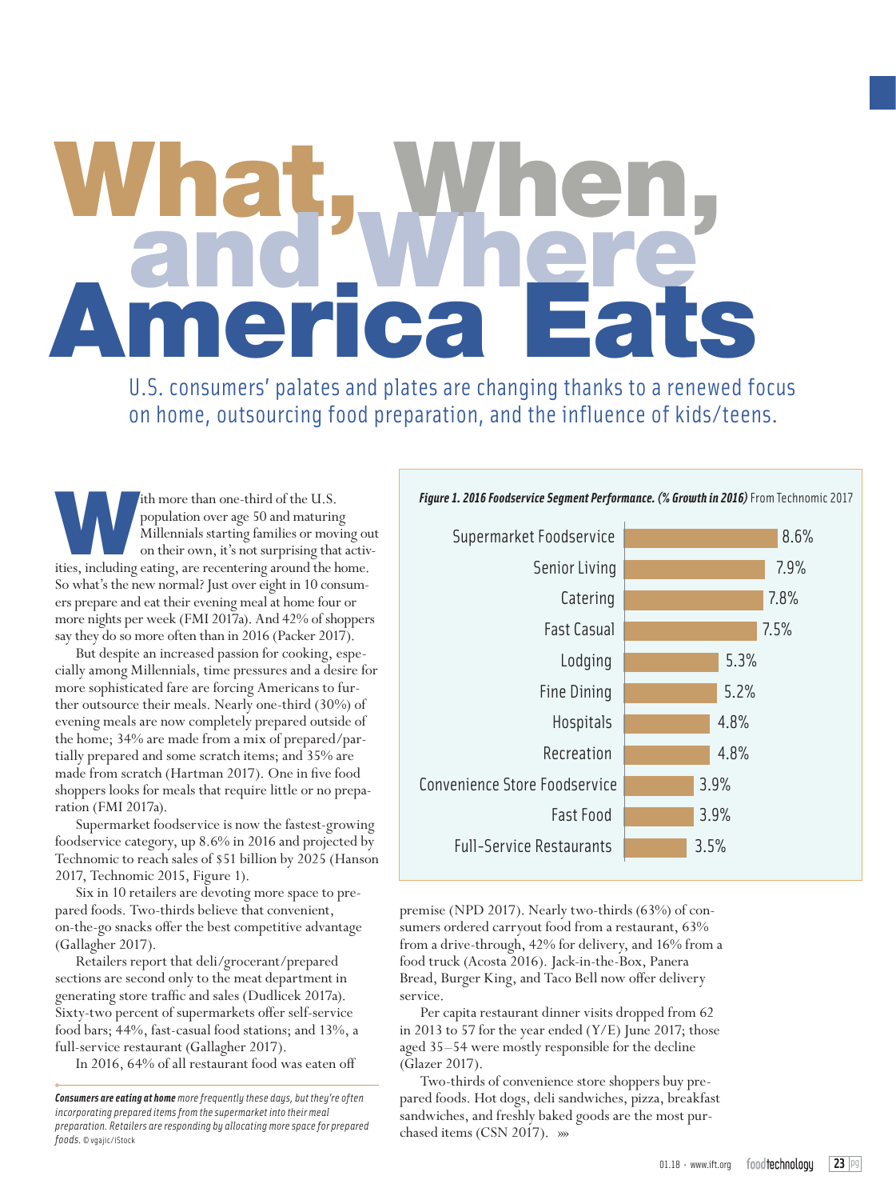# What, When, and Where America Eats

U.S. consumers' palates and plates are changing thanks to a renewed focus on home, outsourcing food preparation, and the influence of kids/teens.

With more than one-third of the U.S. population over age 50 and maturing Millennials starting families or moving out on their own, it's not surprising that activities, including eating, are recentering around the home. So what's the new normal? Just over eight in 10 consumers prepare and eat their evening meal at home four or more nights per week (FMI 2017a). And 42% of shoppers say they do so more often than in 2016 (Packer 2017).

But despite an increased passion for cooking, especially among Millennials, time pressures and a desire for more sophisticated fare are forcing Americans to further outsource their meals. Nearly one-third (30%) of evening meals are now completely prepared outside of the home; 34% are made from a mix of prepared/partially prepared and some scratch items; and 35% are made from scratch (Hartman 2017). One in five food shoppers looks for meals that require little or no preparation (FMI 2017a).

Supermarket foodservice is now the fastest-growing foodservice category, up 8.6% in 2016 and projected by Technomic to reach sales of $51 billion by 2025 (Hanson 2017, Technomic 2015, Figure 1).

Six in 10 retailers are devoting more space to prepared foods. Two-thirds believe that convenient, on-the-go snacks offer the best competitive advantage (Gallagher 2017).

Retailers report that deli/grocerant/prepared sections are second only to the meat department in generating store traffic and sales (Dudlicek 2017a). Sixty-two percent of supermarkets offer self-service food bars; 44%, fast-casual food stations; and 13%, a full-service restaurant (Gallagher 2017).

In 2016, 64% of all restaurant food was eaten off premise (NPD 2017). Nearly two-thirds (63%) of consumers ordered carryout food from a restaurant, 63% from a drive-through, 42% for delivery, and 16% from a food truck (Acosta 2016). Jack-in-the-Box, Panera Bread, Burger King, and Taco Bell now offer delivery service.

*Consumers are eating at home* more frequently these days, but they're often incorporating prepared items from the supermarket into their meal preparation. Retailers are responding by allocating more space for prepared foods. © vgajic/iStock

***Figure 1. 2016 Foodservice Segment Performance. (% Growth in 2016)*** From Technomic 2017

| Segment | % Growth in 2016 |
| --- | --- |
| Supermarket Foodservice | 8.6% |
| Senior Living | 7.9% |
| Catering | 7.8% |
| Fast Casual | 7.5% |
| Lodging | 5.3% |
| Fine Dining | 5.2% |
| Hospitals | 4.8% |
| Recreation | 4.8% |
| Convenience Store Foodservice | 3.9% |
| Fast Food | 3.9% |
| Full-Service Restaurants | 3.5% |

Per capita restaurant dinner visits dropped from 62 in 2013 to 57 for the year ended (Y/E) June 2017; those aged 35–54 were mostly responsible for the decline (Glazer 2017).

Two-thirds of convenience store shoppers buy prepared foods. Hot dogs, deli sandwiches, pizza, breakfast sandwiches, and freshly baked goods are the most purchased items (CSN 2017).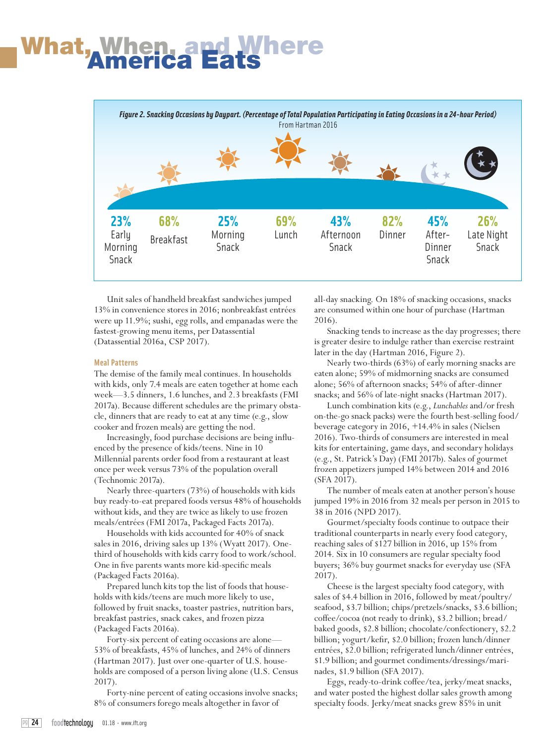# What, When, and Where America Eats

*Figure 2. Snacking Occasions by Daypart. (Percentage of Total Population Participating in Eating Occasions in a 24-hour Period)*
From Hartman 2016

| 23% | 68% | 25% | 69% | 43% | 82% | 45% | 26% |
|---|---|---|---|---|---|---|---|
| Early Morning Snack | Breakfast | Morning Snack | Lunch | Afternoon Snack | Dinner | After-Dinner Snack | Late Night Snack |

Unit sales of handheld breakfast sandwiches jumped 13% in convenience stores in 2016; nonbreakfast entrées were up 11.9%; sushi, egg rolls, and empanadas were the fastest-growing menu items, per Datassential (Datassential 2016a, CSP 2017).

### Meal Patterns

The demise of the family meal continues. In households with kids, only 7.4 meals are eaten together at home each week—3.5 dinners, 1.6 lunches, and 2.3 breakfasts (FMI 2017a). Because different schedules are the primary obstacle, dinners that are ready to eat at any time (e.g., slow cooker and frozen meals) are getting the nod.

Increasingly, food purchase decisions are being influenced by the presence of kids/teens. Nine in 10 Millennial parents order food from a restaurant at least once per week versus 73% of the population overall (Technomic 2017a).

Nearly three-quarters (73%) of households with kids buy ready-to-eat prepared foods versus 48% of households without kids, and they are twice as likely to use frozen meals/entrées (FMI 2017a, Packaged Facts 2017a).

Households with kids accounted for 40% of snack sales in 2016, driving sales up 13% (Wyatt 2017). One-third of households with kids carry food to work/school. One in five parents wants more kid-specific meals (Packaged Facts 2016a).

Prepared lunch kits top the list of foods that households with kids/teens are much more likely to use, followed by fruit snacks, toaster pastries, nutrition bars, breakfast pastries, snack cakes, and frozen pizza (Packaged Facts 2016a).

Forty-six percent of eating occasions are alone—53% of breakfasts, 45% of lunches, and 24% of dinners (Hartman 2017). Just over one-quarter of U.S. households are composed of a person living alone (U.S. Census 2017).

Forty-nine percent of eating occasions involve snacks; 8% of consumers forego meals altogether in favor of all-day snacking. On 18% of snacking occasions, snacks are consumed within one hour of purchase (Hartman 2016).

Snacking tends to increase as the day progresses; there is greater desire to indulge rather than exercise restraint later in the day (Hartman 2016, Figure 2).

Nearly two-thirds (63%) of early morning snacks are eaten alone; 59% of midmorning snacks are consumed alone; 56% of afternoon snacks; 54% of after-dinner snacks; and 56% of late-night snacks (Hartman 2017).

Lunch combination kits (e.g., *Lunchables* and/or fresh on-the-go snack packs) were the fourth best-selling food/beverage category in 2016, +14.4% in sales (Nielsen 2016). Two-thirds of consumers are interested in meal kits for entertaining, game days, and secondary holidays (e.g., St. Patrick's Day) (FMI 2017b). Sales of gourmet frozen appetizers jumped 14% between 2014 and 2016 (SFA 2017).

The number of meals eaten at another person's house jumped 19% in 2016 from 32 meals per person in 2015 to 38 in 2016 (NPD 2017).

Gourmet/specialty foods continue to outpace their traditional counterparts in nearly every food category, reaching sales of $127 billion in 2016, up 15% from 2014. Six in 10 consumers are regular specialty food buyers; 36% buy gourmet snacks for everyday use (SFA 2017).

Cheese is the largest specialty food category, with sales of $4.4 billion in 2016, followed by meat/poultry/seafood, $3.7 billion; chips/pretzels/snacks, $3.6 billion; coffee/cocoa (not ready to drink), $3.2 billion; bread/baked goods, $2.8 billion; chocolate/confectionery, $2.2 billion; yogurt/kefir, $2.0 billion; frozen lunch/dinner entrées, $2.0 billion; refrigerated lunch/dinner entrées, $1.9 billion; and gourmet condiments/dressings/marinades, $1.9 billion (SFA 2017).

Eggs, ready-to-drink coffee/tea, jerky/meat snacks, and water posted the highest dollar sales growth among specialty foods. Jerky/meat snacks grew 85% in unit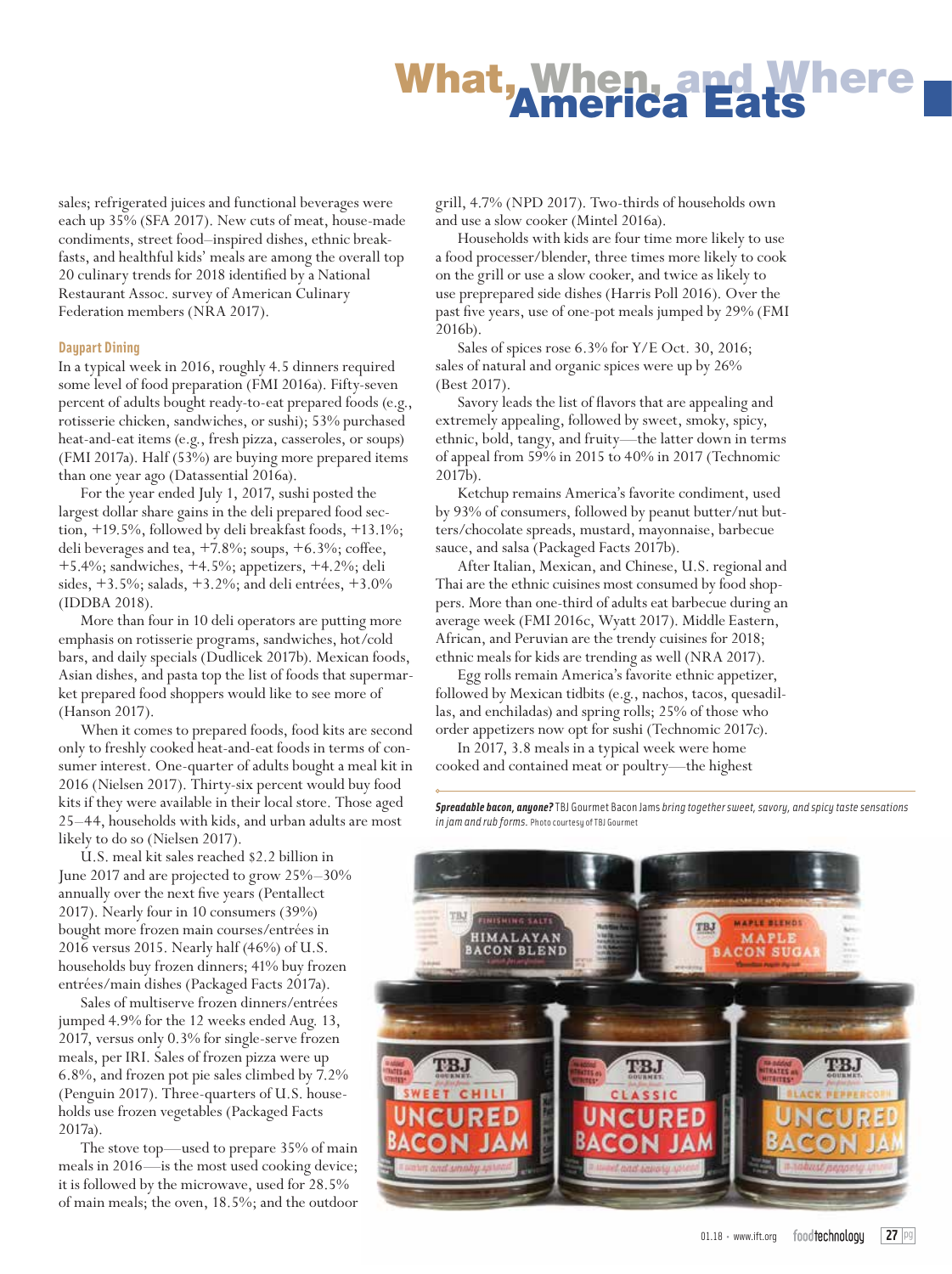sales; refrigerated juices and functional beverages were each up 35% (SFA 2017). New cuts of meat, house-made condiments, street food–inspired dishes, ethnic breakfasts, and healthful kids' meals are among the overall top 20 culinary trends for 2018 identified by a National Restaurant Assoc. survey of American Culinary Federation members (NRA 2017).

### Daypart Dining

In a typical week in 2016, roughly 4.5 dinners required some level of food preparation (FMI 2016a). Fifty-seven percent of adults bought ready-to-eat prepared foods (e.g., rotisserie chicken, sandwiches, or sushi); 53% purchased heat-and-eat items (e.g., fresh pizza, casseroles, or soups) (FMI 2017a). Half (53%) are buying more prepared items than one year ago (Datassential 2016a).

For the year ended July 1, 2017, sushi posted the largest dollar share gains in the deli prepared food section, +19.5%, followed by deli breakfast foods, +13.1%; deli beverages and tea, +7.8%; soups, +6.3%; coffee, +5.4%; sandwiches, +4.5%; appetizers, +4.2%; deli sides, +3.5%; salads, +3.2%; and deli entrées, +3.0% (IDDBA 2018).

More than four in 10 deli operators are putting more emphasis on rotisserie programs, sandwiches, hot/cold bars, and daily specials (Dudlicek 2017b). Mexican foods, Asian dishes, and pasta top the list of foods that supermarket prepared food shoppers would like to see more of (Hanson 2017).

When it comes to prepared foods, food kits are second only to freshly cooked heat-and-eat foods in terms of consumer interest. One-quarter of adults bought a meal kit in 2016 (Nielsen 2017). Thirty-six percent would buy food kits if they were available in their local store. Those aged 25–44, households with kids, and urban adults are most likely to do so (Nielsen 2017).

U.S. meal kit sales reached $2.2 billion in June 2017 and are projected to grow 25%–30% annually over the next five years (Pentallect 2017). Nearly four in 10 consumers (39%) bought more frozen main courses/entrées in 2016 versus 2015. Nearly half (46%) of U.S. households buy frozen dinners; 41% buy frozen entrées/main dishes (Packaged Facts 2017a).

Sales of multiserve frozen dinners/entrées jumped 4.9% for the 12 weeks ended Aug. 13, 2017, versus only 0.3% for single-serve frozen meals, per IRI. Sales of frozen pizza were up 6.8%, and frozen pot pie sales climbed by 7.2% (Penguin 2017). Three-quarters of U.S. households use frozen vegetables (Packaged Facts 2017a).

The stove top—used to prepare 35% of main meals in 2016—is the most used cooking device; it is followed by the microwave, used for 28.5% of main meals; the oven, 18.5%; and the outdoor grill, 4.7% (NPD 2017). Two-thirds of households own and use a slow cooker (Mintel 2016a).

Households with kids are four time more likely to use a food processer/blender, three times more likely to cook on the grill or use a slow cooker, and twice as likely to use preprepared side dishes (Harris Poll 2016). Over the past five years, use of one-pot meals jumped by 29% (FMI 2016b).

Sales of spices rose 6.3% for Y/E Oct. 30, 2016; sales of natural and organic spices were up by 26% (Best 2017).

Savory leads the list of flavors that are appealing and extremely appealing, followed by sweet, smoky, spicy, ethnic, bold, tangy, and fruity—the latter down in terms of appeal from 59% in 2015 to 40% in 2017 (Technomic 2017b).

Ketchup remains America's favorite condiment, used by 93% of consumers, followed by peanut butter/nut butters/chocolate spreads, mustard, mayonnaise, barbecue sauce, and salsa (Packaged Facts 2017b).

After Italian, Mexican, and Chinese, U.S. regional and Thai are the ethnic cuisines most consumed by food shoppers. More than one-third of adults eat barbecue during an average week (FMI 2016c, Wyatt 2017). Middle Eastern, African, and Peruvian are the trendy cuisines for 2018; ethnic meals for kids are trending as well (NRA 2017).

Egg rolls remain America's favorite ethnic appetizer, followed by Mexican tidbits (e.g., nachos, tacos, quesadillas, and enchiladas) and spring rolls; 25% of those who order appetizers now opt for sushi (Technomic 2017c).

In 2017, 3.8 meals in a typical week were home cooked and contained meat or poultry—the highest

***Spreadable bacon, anyone?*** TBJ Gourmet Bacon Jams *bring together sweet, savory, and spicy taste sensations in jam and rub forms.* Photo courtesy of TBJ Gourmet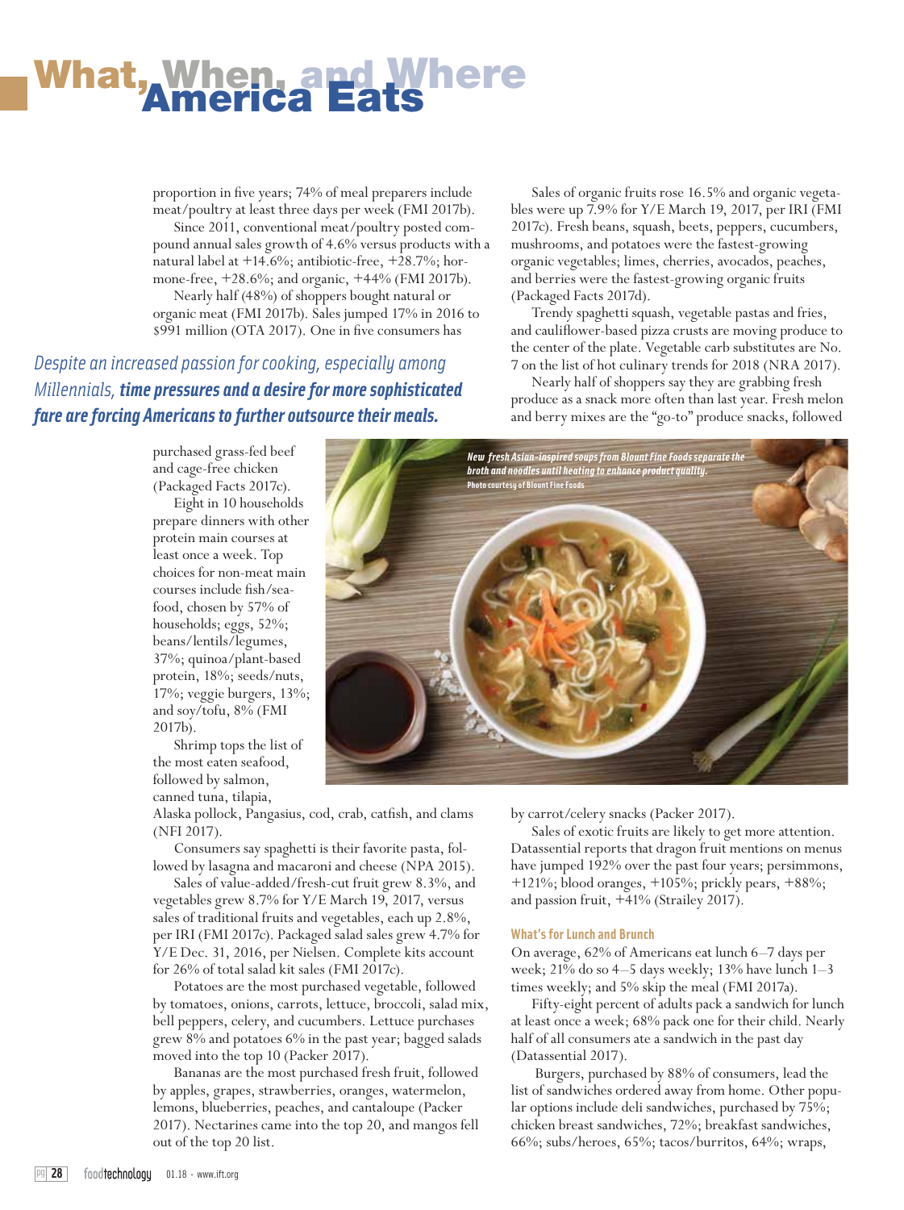proportion in five years; 74% of meal preparers include meat/poultry at least three days per week (FMI 2017b).

Since 2011, conventional meat/poultry posted compound annual sales growth of 4.6% versus products with a natural label at +14.6%; antibiotic-free, +28.7%; hormone-free, +28.6%; and organic, +44% (FMI 2017b).

Nearly half (48%) of shoppers bought natural or organic meat (FMI 2017b). Sales jumped 17% in 2016 to $991 million (OTA 2017). One in five consumers has purchased grass-fed beef and cage-free chicken (Packaged Facts 2017c).

*Despite an increased passion for cooking, especially among Millennials,* ***time pressures and a desire for more sophisticated fare are forcing Americans to further outsource their meals.***

Eight in 10 households prepare dinners with other protein main courses at least once a week. Top choices for non-meat main courses include fish/seafood, chosen by 57% of households; eggs, 52%; beans/lentils/legumes, 37%; quinoa/plant-based protein, 18%; seeds/nuts, 17%; veggie burgers, 13%; and soy/tofu, 8% (FMI 2017b).

Shrimp tops the list of the most eaten seafood, followed by salmon, canned tuna, tilapia, Alaska pollock, Pangasius, cod, crab, catfish, and clams (NFI 2017).

Consumers say spaghetti is their favorite pasta, followed by lasagna and macaroni and cheese (NPA 2015).

Sales of value-added/fresh-cut fruit grew 8.3%, and vegetables grew 8.7% for Y/E March 19, 2017, versus sales of traditional fruits and vegetables, each up 2.8%, per IRI (FMI 2017c). Packaged salad sales grew 4.7% for Y/E Dec. 31, 2016, per Nielsen. Complete kits account for 26% of total salad kit sales (FMI 2017c).

Potatoes are the most purchased vegetable, followed by tomatoes, onions, carrots, lettuce, broccoli, salad mix, bell peppers, celery, and cucumbers. Lettuce purchases grew 8% and potatoes 6% in the past year; bagged salads moved into the top 10 (Packer 2017).

Bananas are the most purchased fresh fruit, followed by apples, grapes, strawberries, oranges, watermelon, lemons, blueberries, peaches, and cantaloupe (Packer 2017). Nectarines came into the top 20, and mangos fell out of the top 20 list.

Sales of organic fruits rose 16.5% and organic vegetables were up 7.9% for Y/E March 19, 2017, per IRI (FMI 2017c). Fresh beans, squash, beets, peppers, cucumbers, mushrooms, and potatoes were the fastest-growing organic vegetables; limes, cherries, avocados, peaches, and berries were the fastest-growing organic fruits (Packaged Facts 2017d).

Trendy spaghetti squash, vegetable pastas and fries, and cauliflower-based pizza crusts are moving produce to the center of the plate. Vegetable carb substitutes are No. 7 on the list of hot culinary trends for 2018 (NRA 2017).

Nearly half of shoppers say they are grabbing fresh produce as a snack more often than last year. Fresh melon and berry mixes are the "go-to" produce snacks, followed by carrot/celery snacks (Packer 2017).

*New fresh Asian-inspired soups from Blount Fine Foods separate the broth and noodles until heating to enhance product quality.* Photo courtesy of Blount Fine Foods

Sales of exotic fruits are likely to get more attention. Datassential reports that dragon fruit mentions on menus have jumped 192% over the past four years; persimmons, +121%; blood oranges, +105%; prickly pears, +88%; and passion fruit, +41% (Strailey 2017).

### What's for Lunch and Brunch

On average, 62% of Americans eat lunch 6–7 days per week; 21% do so 4–5 days weekly; 13% have lunch 1–3 times weekly; and 5% skip the meal (FMI 2017a).

Fifty-eight percent of adults pack a sandwich for lunch at least once a week; 68% pack one for their child. Nearly half of all consumers ate a sandwich in the past day (Datassential 2017).

Burgers, purchased by 88% of consumers, lead the list of sandwiches ordered away from home. Other popular options include deli sandwiches, purchased by 75%; chicken breast sandwiches, 72%; breakfast sandwiches, 66%; subs/heroes, 65%; tacos/burritos, 64%; wraps,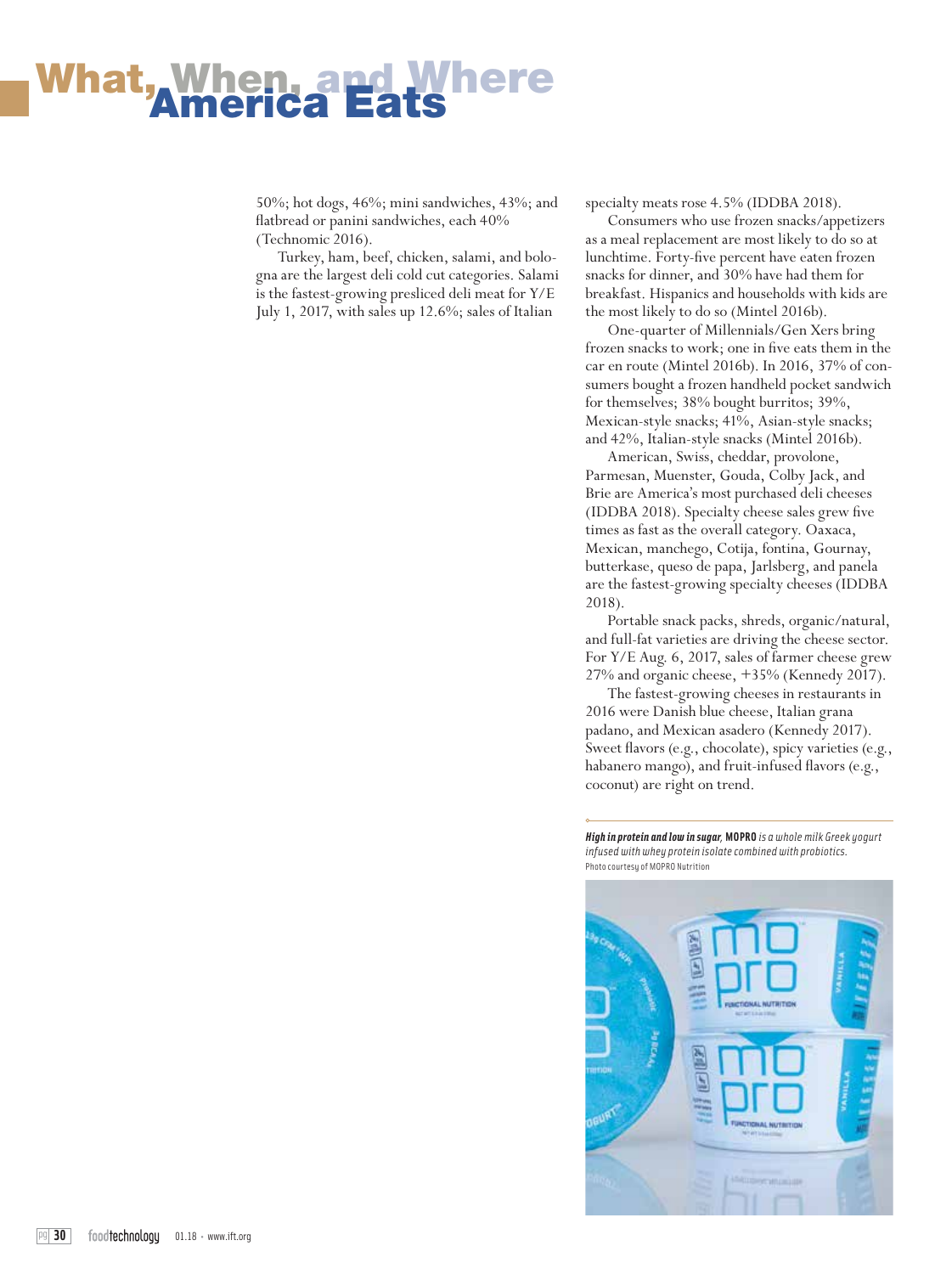# What, When, and Where America Eats

50%; hot dogs, 46%; mini sandwiches, 43%; and flatbread or panini sandwiches, each 40% (Technomic 2016).

Turkey, ham, beef, chicken, salami, and bologna are the largest deli cold cut categories. Salami is the fastest-growing presliced deli meat for Y/E July 1, 2017, with sales up 12.6%; sales of Italian specialty meats rose 4.5% (IDDBA 2018).

Consumers who use frozen snacks/appetizers as a meal replacement are most likely to do so at lunchtime. Forty-five percent have eaten frozen snacks for dinner, and 30% have had them for breakfast. Hispanics and households with kids are the most likely to do so (Mintel 2016b).

One-quarter of Millennials/Gen Xers bring frozen snacks to work; one in five eats them in the car en route (Mintel 2016b). In 2016, 37% of consumers bought a frozen handheld pocket sandwich for themselves; 38% bought burritos; 39%, Mexican-style snacks; 41%, Asian-style snacks; and 42%, Italian-style snacks (Mintel 2016b).

American, Swiss, cheddar, provolone, Parmesan, Muenster, Gouda, Colby Jack, and Brie are America's most purchased deli cheeses (IDDBA 2018). Specialty cheese sales grew five times as fast as the overall category. Oaxaca, Mexican, manchego, Cotija, fontina, Gournay, butterkase, queso de papa, Jarlsberg, and panela are the fastest-growing specialty cheeses (IDDBA 2018).

Portable snack packs, shreds, organic/natural, and full-fat varieties are driving the cheese sector. For Y/E Aug. 6, 2017, sales of farmer cheese grew 27% and organic cheese, +35% (Kennedy 2017).

The fastest-growing cheeses in restaurants in 2016 were Danish blue cheese, Italian grana padano, and Mexican asadero (Kennedy 2017). Sweet flavors (e.g., chocolate), spicy varieties (e.g., habanero mango), and fruit-infused flavors (e.g., coconut) are right on trend.

***High in protein and low in sugar,* MOPRO *is a whole milk Greek yogurt infused with whey protein isolate combined with probiotics.***
Photo courtesy of MOPRO Nutrition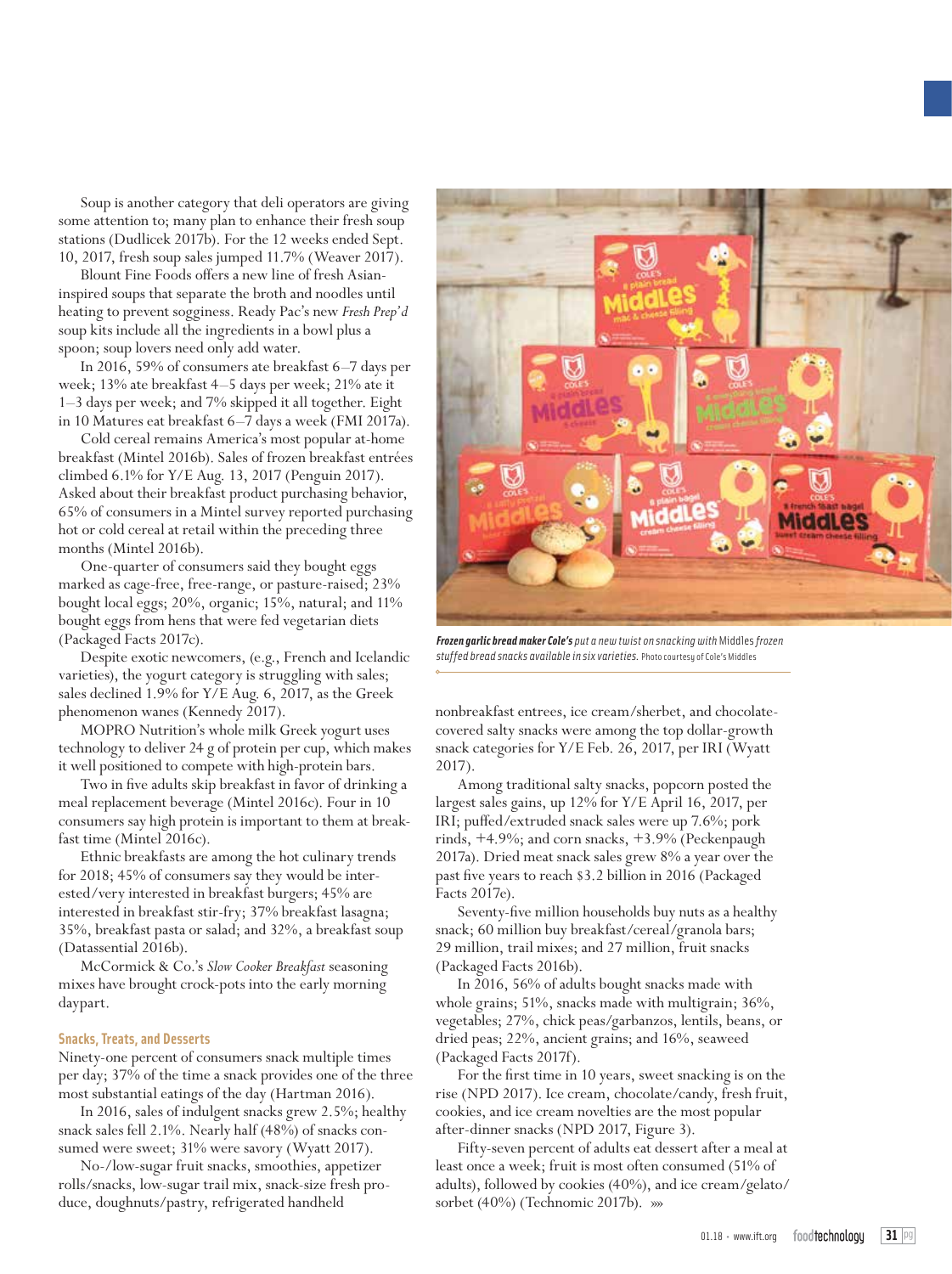Soup is another category that deli operators are giving some attention to; many plan to enhance their fresh soup stations (Dudlicek 2017b). For the 12 weeks ended Sept. 10, 2017, fresh soup sales jumped 11.7% (Weaver 2017).

Blount Fine Foods offers a new line of fresh Asian-inspired soups that separate the broth and noodles until heating to prevent sogginess. Ready Pac's new *Fresh Prep'd* soup kits include all the ingredients in a bowl plus a spoon; soup lovers need only add water.

In 2016, 59% of consumers ate breakfast 6–7 days per week; 13% ate breakfast 4–5 days per week; 21% ate it 1–3 days per week; and 7% skipped it all together. Eight in 10 Matures eat breakfast 6–7 days a week (FMI 2017a).

Cold cereal remains America's most popular at-home breakfast (Mintel 2016b). Sales of frozen breakfast entrées climbed 6.1% for Y/E Aug. 13, 2017 (Penguin 2017). Asked about their breakfast product purchasing behavior, 65% of consumers in a Mintel survey reported purchasing hot or cold cereal at retail within the preceding three months (Mintel 2016b).

One-quarter of consumers said they bought eggs marked as cage-free, free-range, or pasture-raised; 23% bought local eggs; 20%, organic; 15%, natural; and 11% bought eggs from hens that were fed vegetarian diets (Packaged Facts 2017c).

Despite exotic newcomers, (e.g., French and Icelandic varieties), the yogurt category is struggling with sales; sales declined 1.9% for Y/E Aug. 6, 2017, as the Greek phenomenon wanes (Kennedy 2017).

MOPRO Nutrition's whole milk Greek yogurt uses technology to deliver 24 g of protein per cup, which makes it well positioned to compete with high-protein bars.

Two in five adults skip breakfast in favor of drinking a meal replacement beverage (Mintel 2016c). Four in 10 consumers say high protein is important to them at breakfast time (Mintel 2016c).

Ethnic breakfasts are among the hot culinary trends for 2018; 45% of consumers say they would be interested/very interested in breakfast burgers; 45% are interested in breakfast stir-fry; 37% breakfast lasagna; 35%, breakfast pasta or salad; and 32%, a breakfast soup (Datassential 2016b).

McCormick & Co.'s *Slow Cooker Breakfast* seasoning mixes have brought crock-pots into the early morning daypart.

### Snacks, Treats, and Desserts

Ninety-one percent of consumers snack multiple times per day; 37% of the time a snack provides one of the three most substantial eatings of the day (Hartman 2016).

In 2016, sales of indulgent snacks grew 2.5%; healthy snack sales fell 2.1%. Nearly half (48%) of snacks consumed were sweet; 31% were savory (Wyatt 2017).

No-/low-sugar fruit snacks, smoothies, appetizer rolls/snacks, low-sugar trail mix, snack-size fresh produce, doughnuts/pastry, refrigerated handheld nonbreakfast entrees, ice cream/sherbet, and chocolate-covered salty snacks were among the top dollar-growth snack categories for Y/E Feb. 26, 2017, per IRI (Wyatt 2017).

*Frozen garlic bread maker Cole's put a new twist on snacking with* Middles *frozen stuffed bread snacks available in six varieties.* Photo courtesy of Cole's Middles

Among traditional salty snacks, popcorn posted the largest sales gains, up 12% for Y/E April 16, 2017, per IRI; puffed/extruded snack sales were up 7.6%; pork rinds, +4.9%; and corn snacks, +3.9% (Peckenpaugh 2017a). Dried meat snack sales grew 8% a year over the past five years to reach $3.2 billion in 2016 (Packaged Facts 2017e).

Seventy-five million households buy nuts as a healthy snack; 60 million buy breakfast/cereal/granola bars; 29 million, trail mixes; and 27 million, fruit snacks (Packaged Facts 2016b).

In 2016, 56% of adults bought snacks made with whole grains; 51%, snacks made with multigrain; 36%, vegetables; 27%, chick peas/garbanzos, lentils, beans, or dried peas; 22%, ancient grains; and 16%, seaweed (Packaged Facts 2017f).

For the first time in 10 years, sweet snacking is on the rise (NPD 2017). Ice cream, chocolate/candy, fresh fruit, cookies, and ice cream novelties are the most popular after-dinner snacks (NPD 2017, Figure 3).

Fifty-seven percent of adults eat dessert after a meal at least once a week; fruit is most often consumed (51% of adults), followed by cookies (40%), and ice cream/gelato/sorbet (40%) (Technomic 2017b). »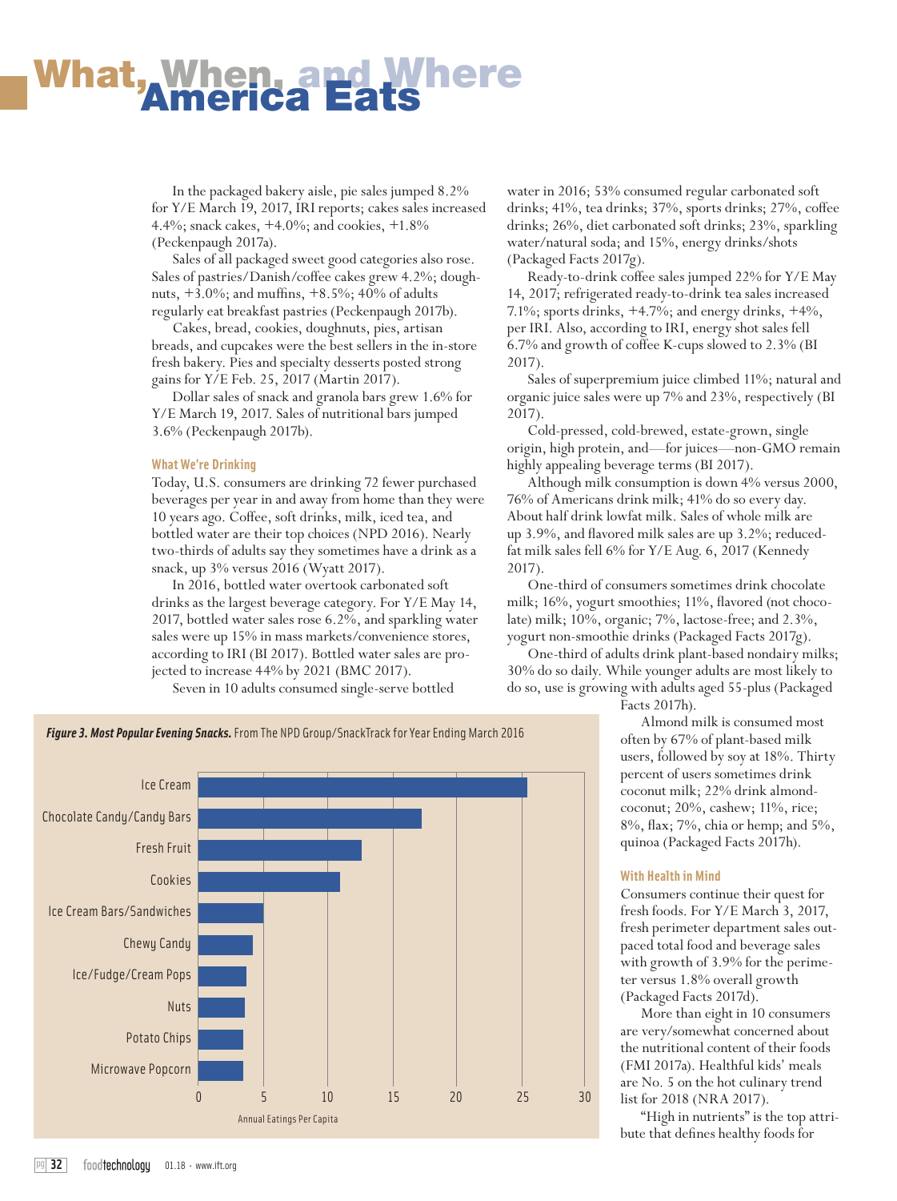In the packaged bakery aisle, pie sales jumped 8.2% for Y/E March 19, 2017, IRI reports; cakes sales increased 4.4%; snack cakes, +4.0%; and cookies, +1.8% (Peckenpaugh 2017a).

Sales of all packaged sweet good categories also rose. Sales of pastries/Danish/coffee cakes grew 4.2%; doughnuts, +3.0%; and muffins, +8.5%; 40% of adults regularly eat breakfast pastries (Peckenpaugh 2017b).

Cakes, bread, cookies, doughnuts, pies, artisan breads, and cupcakes were the best sellers in the in-store fresh bakery. Pies and specialty desserts posted strong gains for Y/E Feb. 25, 2017 (Martin 2017).

Dollar sales of snack and granola bars grew 1.6% for Y/E March 19, 2017. Sales of nutritional bars jumped 3.6% (Peckenpaugh 2017b).

### What We're Drinking

Today, U.S. consumers are drinking 72 fewer purchased beverages per year in and away from home than they were 10 years ago. Coffee, soft drinks, milk, iced tea, and bottled water are their top choices (NPD 2016). Nearly two-thirds of adults say they sometimes have a drink as a snack, up 3% versus 2016 (Wyatt 2017).

In 2016, bottled water overtook carbonated soft drinks as the largest beverage category. For Y/E May 14, 2017, bottled water sales rose 6.2%, and sparkling water sales were up 15% in mass markets/convenience stores, according to IRI (BI 2017). Bottled water sales are projected to increase 44% by 2021 (BMC 2017).

Seven in 10 adults consumed single-serve bottled water in 2016; 53% consumed regular carbonated soft drinks; 41%, tea drinks; 37%, sports drinks; 27%, coffee drinks; 26%, diet carbonated soft drinks; 23%, sparkling water/natural soda; and 15%, energy drinks/shots (Packaged Facts 2017g).

Ready-to-drink coffee sales jumped 22% for Y/E May 14, 2017; refrigerated ready-to-drink tea sales increased 7.1%; sports drinks, +4.7%; and energy drinks, +4%, per IRI. Also, according to IRI, energy shot sales fell 6.7% and growth of coffee K-cups slowed to 2.3% (BI 2017).

Sales of superpremium juice climbed 11%; natural and organic juice sales were up 7% and 23%, respectively (BI 2017).

Cold-pressed, cold-brewed, estate-grown, single origin, high protein, and—for juices—non-GMO remain highly appealing beverage terms (BI 2017).

Although milk consumption is down 4% versus 2000, 76% of Americans drink milk; 41% do so every day. About half drink lowfat milk. Sales of whole milk are up 3.9%, and flavored milk sales are up 3.2%; reduced-fat milk sales fell 6% for Y/E Aug. 6, 2017 (Kennedy 2017).

One-third of consumers sometimes drink chocolate milk; 16%, yogurt smoothies; 11%, flavored (not chocolate) milk; 10%, organic; 7%, lactose-free; and 2.3%, yogurt non-smoothie drinks (Packaged Facts 2017g).

One-third of adults drink plant-based nondairy milks; 30% do so daily. While younger adults are most likely to do so, use is growing with adults aged 55-plus (Packaged Facts 2017h).

Almond milk is consumed most often by 67% of plant-based milk users, followed by soy at 18%. Thirty percent of users sometimes drink coconut milk; 22% drink almond-coconut; 20%, cashew; 11%, rice; 8%, flax; 7%, chia or hemp; and 5%, quinoa (Packaged Facts 2017h).

***Figure 3. Most Popular Evening Snacks.*** From The NPD Group/SnackTrack for Year Ending March 2016

| Snack | Annual Eatings Per Capita (approx.) |
|---|---|
| Ice Cream | 25.5 |
| Chocolate Candy/Candy Bars | 17.3 |
| Fresh Fruit | 12.6 |
| Cookies | 11 |
| Ice Cream Bars/Sandwiches | 5 |
| Chewy Candy | 4.2 |
| Ice/Fudge/Cream Pops | 3.7 |
| Nuts | 3.6 |
| Potato Chips | 3.5 |
| Microwave Popcorn | 3.5 |

### With Health in Mind

Consumers continue their quest for fresh foods. For Y/E March 3, 2017, fresh perimeter department sales outpaced total food and beverage sales with growth of 3.9% for the perimeter versus 1.8% overall growth (Packaged Facts 2017d).

More than eight in 10 consumers are very/somewhat concerned about the nutritional content of their foods (FMI 2017a). Healthful kids' meals are No. 5 on the hot culinary trend list for 2018 (NRA 2017).

"High in nutrients" is the top attribute that defines healthy foods for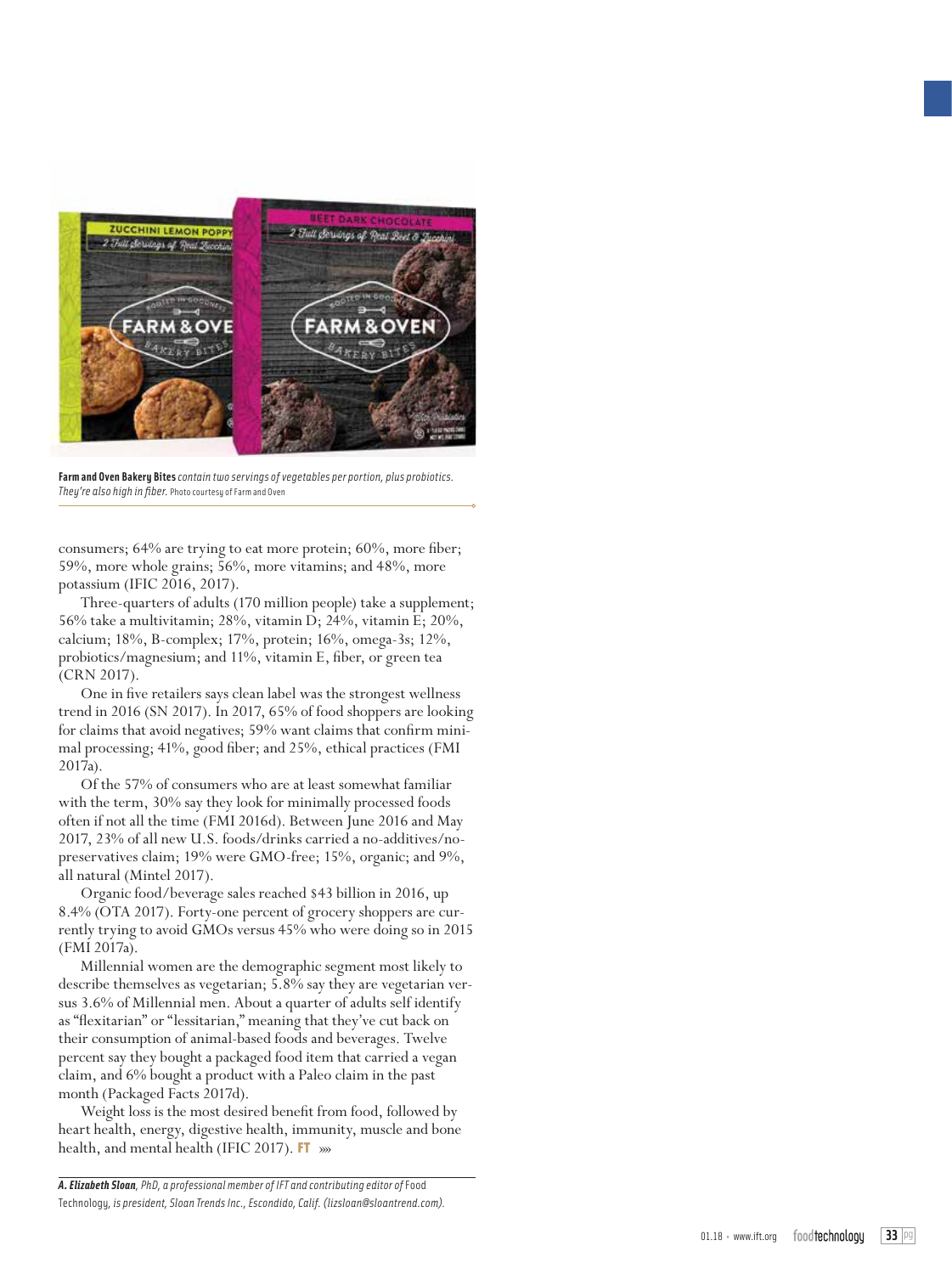**Farm and Oven Bakery Bites** *contain two servings of vegetables per portion, plus probiotics. They're also high in fiber.* Photo courtesy of Farm and Oven

consumers; 64% are trying to eat more protein; 60%, more fiber; 59%, more whole grains; 56%, more vitamins; and 48%, more potassium (IFIC 2016, 2017).

Three-quarters of adults (170 million people) take a supplement; 56% take a multivitamin; 28%, vitamin D; 24%, vitamin E; 20%, calcium; 18%, B-complex; 17%, protein; 16%, omega-3s; 12%, probiotics/magnesium; and 11%, vitamin E, fiber, or green tea (CRN 2017).

One in five retailers says clean label was the strongest wellness trend in 2016 (SN 2017). In 2017, 65% of food shoppers are looking for claims that avoid negatives; 59% want claims that confirm minimal processing; 41%, good fiber; and 25%, ethical practices (FMI 2017a).

Of the 57% of consumers who are at least somewhat familiar with the term, 30% say they look for minimally processed foods often if not all the time (FMI 2016d). Between June 2016 and May 2017, 23% of all new U.S. foods/drinks carried a no-additives/no-preservatives claim; 19% were GMO-free; 15%, organic; and 9%, all natural (Mintel 2017).

Organic food/beverage sales reached $43 billion in 2016, up 8.4% (OTA 2017). Forty-one percent of grocery shoppers are currently trying to avoid GMOs versus 45% who were doing so in 2015 (FMI 2017a).

Millennial women are the demographic segment most likely to describe themselves as vegetarian; 5.8% say they are vegetarian versus 3.6% of Millennial men. About a quarter of adults self identify as "flexitarian" or "lessitarian," meaning that they've cut back on their consumption of animal-based foods and beverages. Twelve percent say they bought a packaged food item that carried a vegan claim, and 6% bought a product with a Paleo claim in the past month (Packaged Facts 2017d).

Weight loss is the most desired benefit from food, followed by heart health, energy, digestive health, immunity, muscle and bone health, and mental health (IFIC 2017). **FT**

***A. Elizabeth Sloan**, PhD, a professional member of IFT and contributing editor of* Food Technology*, is president, Sloan Trends Inc., Escondido, Calif. (lizsloan@sloantrend.com).*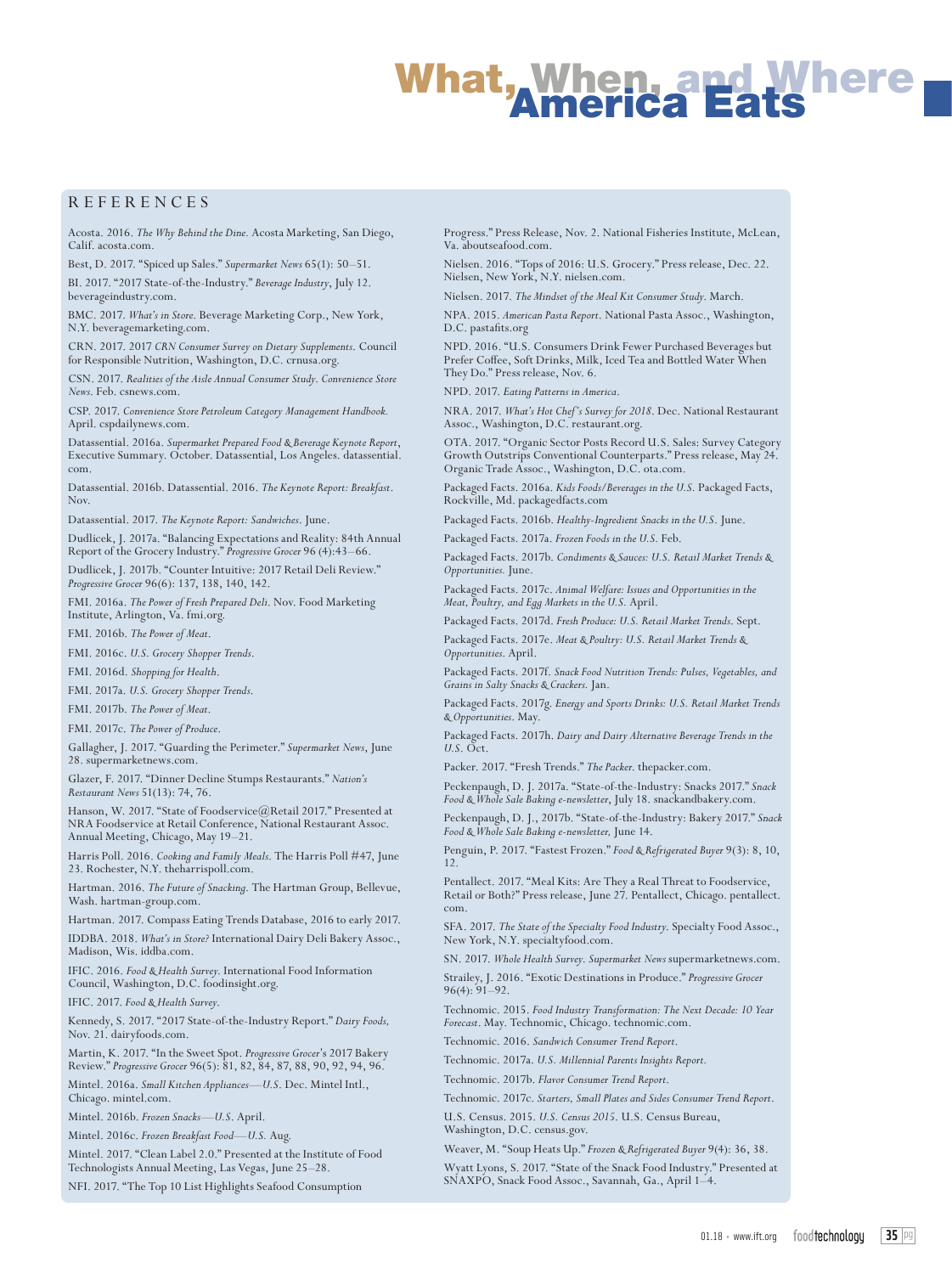# REFERENCES

Acosta. 2016. *The Why Behind the Dine.* Acosta Marketing, San Diego, Calif. acosta.com.

Best, D. 2017. "Spiced up Sales." *Supermarket News* 65(1): 50–51.

BI. 2017. "2017 State-of-the-Industry." *Beverage Industry*, July 12. beverageindustry.com.

BMC. 2017. *What's in Store.* Beverage Marketing Corp., New York, N.Y. beveragemarketing.com.

CRN. 2017. 2017 *CRN Consumer Survey on Dietary Supplements.* Council for Responsible Nutrition, Washington, D.C. crnusa.org.

CSN. 2017. *Realities of the Aisle Annual Consumer Study. Convenience Store News*. Feb. csnews.com.

CSP. 2017. *Convenience Store Petroleum Category Management Handbook.* April. cspdailynews.com.

Datassential. 2016a. *Supermarket Prepared Food & Beverage Keynote Report*, Executive Summary. October. Datassential, Los Angeles. datassential.com.

Datassential. 2016b. Datassential. 2016. *The Keynote Report: Breakfast*. Nov.

Datassential. 2017. *The Keynote Report: Sandwiches*. June.

Dudlicek, J. 2017a. "Balancing Expectations and Reality: 84th Annual Report of the Grocery Industry." *Progressive Grocer* 96 (4):43–66.

Dudlicek, J. 2017b. "Counter Intuitive: 2017 Retail Deli Review." *Progressive Grocer* 96(6): 137, 138, 140, 142.

FMI. 2016a. *The Power of Fresh Prepared Deli*. Nov. Food Marketing Institute, Arlington, Va. fmi.org.

FMI. 2016b. *The Power of Meat*.

FMI. 2016c. *U.S. Grocery Shopper Trends*.

FMI. 2016d. *Shopping for Health*.

FMI. 2017a. *U.S. Grocery Shopper Trends*.

FMI. 2017b. *The Power of Meat*.

FMI. 2017c. *The Power of Produce*.

Gallagher, J. 2017. "Guarding the Perimeter." *Supermarket News*, June 28. supermarketnews.com.

Glazer, F. 2017. "Dinner Decline Stumps Restaurants." *Nation's Restaurant News* 51(13): 74, 76.

Hanson, W. 2017. "State of Foodservice@Retail 2017." Presented at NRA Foodservice at Retail Conference, National Restaurant Assoc. Annual Meeting, Chicago, May 19–21.

Harris Poll. 2016. *Cooking and Family Meals*. The Harris Poll #47, June 23. Rochester, N.Y. theharrispoll.com.

Hartman. 2016. *The Future of Snacking*. The Hartman Group, Bellevue, Wash. hartman-group.com.

Hartman. 2017. Compass Eating Trends Database, 2016 to early 2017.

IDDBA. 2018. *What's in Store?* International Dairy Deli Bakery Assoc., Madison, Wis. iddba.com.

IFIC. 2016. *Food & Health Survey*. International Food Information Council, Washington, D.C. foodinsight.org.

IFIC. 2017. *Food & Health Survey*.

Kennedy, S. 2017. "2017 State-of-the-Industry Report." *Dairy Foods*, Nov. 21. dairyfoods.com.

Martin, K. 2017. "In the Sweet Spot. *Progressive Grocer*'s 2017 Bakery Review." *Progressive Grocer* 96(5): 81, 82, 84, 87, 88, 90, 92, 94, 96.

Mintel. 2016a. *Small Kitchen Appliances—U.S*. Dec. Mintel Intl., Chicago. mintel.com.

Mintel. 2016b. *Frozen Snacks—U.S*. April.

Mintel. 2016c. *Frozen Breakfast Food—U.S*. Aug.

Mintel. 2017. "Clean Label 2.0." Presented at the Institute of Food Technologists Annual Meeting, Las Vegas, June 25–28.

NFI. 2017. "The Top 10 List Highlights Seafood Consumption Progress." Press Release, Nov. 2. National Fisheries Institute, McLean, Va. aboutseafood.com.

Nielsen. 2016. "Tops of 2016: U.S. Grocery." Press release, Dec. 22. Nielsen, New York, N.Y. nielsen.com.

Nielsen. 2017. *The Mindset of the Meal Kit Consumer Study*. March.

NPA. 2015. *American Pasta Report*. National Pasta Assoc., Washington, D.C. pastafits.org

NPD. 2016. "U.S. Consumers Drink Fewer Purchased Beverages but Prefer Coffee, Soft Drinks, Milk, Iced Tea and Bottled Water When They Do." Press release, Nov. 6.

NPD. 2017. *Eating Patterns in America*.

NRA. 2017. *What's Hot Chef's Survey for 2018*. Dec. National Restaurant Assoc., Washington, D.C. restaurant.org.

OTA. 2017. "Organic Sector Posts Record U.S. Sales: Survey Category Growth Outstrips Conventional Counterparts." Press release, May 24. Organic Trade Assoc., Washington, D.C. ota.com.

Packaged Facts. 2016a. *Kids Foods/Beverages in the U.S*. Packaged Facts, Rockville, Md. packagedfacts.com

Packaged Facts. 2016b. *Healthy-Ingredient Snacks in the U.S*. June.

Packaged Facts. 2017a. *Frozen Foods in the U.S*. Feb.

Packaged Facts. 2017b. *Condiments & Sauces: U.S. Retail Market Trends & Opportunities*. June.

Packaged Facts. 2017c. *Animal Welfare: Issues and Opportunities in the Meat, Poultry, and Egg Markets in the U.S*. April.

Packaged Facts. 2017d. *Fresh Produce: U.S. Retail Market Trends*. Sept.

Packaged Facts. 2017e. *Meat & Poultry: U.S. Retail Market Trends & Opportunities*. April.

Packaged Facts. 2017f. *Snack Food Nutrition Trends: Pulses, Vegetables, and Grains in Salty Snacks & Crackers*. Jan.

Packaged Facts. 2017g. *Energy and Sports Drinks: U.S. Retail Market Trends & Opportunities*. May.

Packaged Facts. 2017h. *Dairy and Dairy Alternative Beverage Trends in the U.S*. Oct.

Packer. 2017. "Fresh Trends." *The Packer*. thepacker.com.

Peckenpaugh, D. J. 2017a. "State-of-the-Industry: Snacks 2017." *Snack Food & Whole Sale Baking e-newsletter*, July 18. snackandbakery.com.

Peckenpaugh, D. J., 2017b. "State-of-the-Industry: Bakery 2017." *Snack Food & Whole Sale Baking e-newsletter*, June 14.

Penguin, P. 2017. "Fastest Frozen." *Food & Refrigerated Buyer* 9(3): 8, 10, 12.

Pentallect. 2017. "Meal Kits: Are They a Real Threat to Foodservice, Retail or Both?" Press release, June 27. Pentallect, Chicago. pentallect.com.

SFA. 2017. *The State of the Specialty Food Industry*. Specialty Food Assoc., New York, N.Y. specialtyfood.com.

SN. 2017. *Whole Health Survey*. *Supermarket News* supermarketnews.com.

Strailey, J. 2016. "Exotic Destinations in Produce." *Progressive Grocer* 96(4): 91–92.

Technomic. 2015. *Food Industry Transformation: The Next Decade: 10 Year Forecast*. May. Technomic, Chicago. technomic.com.

Technomic. 2016. *Sandwich Consumer Trend Report*.

Technomic. 2017a. *U.S. Millennial Parents Insights Report*.

Technomic. 2017b. *Flavor Consumer Trend Report*.

Technomic. 2017c. *Starters, Small Plates and Sides Consumer Trend Report*.

U.S. Census. 2015. *U.S. Census 2015*. U.S. Census Bureau, Washington, D.C. census.gov.

Weaver, M. "Soup Heats Up." *Frozen & Refrigerated Buyer* 9(4): 36, 38.

Wyatt Lyons, S. 2017. "State of the Snack Food Industry." Presented at SNAXPO, Snack Food Assoc., Savannah, Ga., April 1–4.